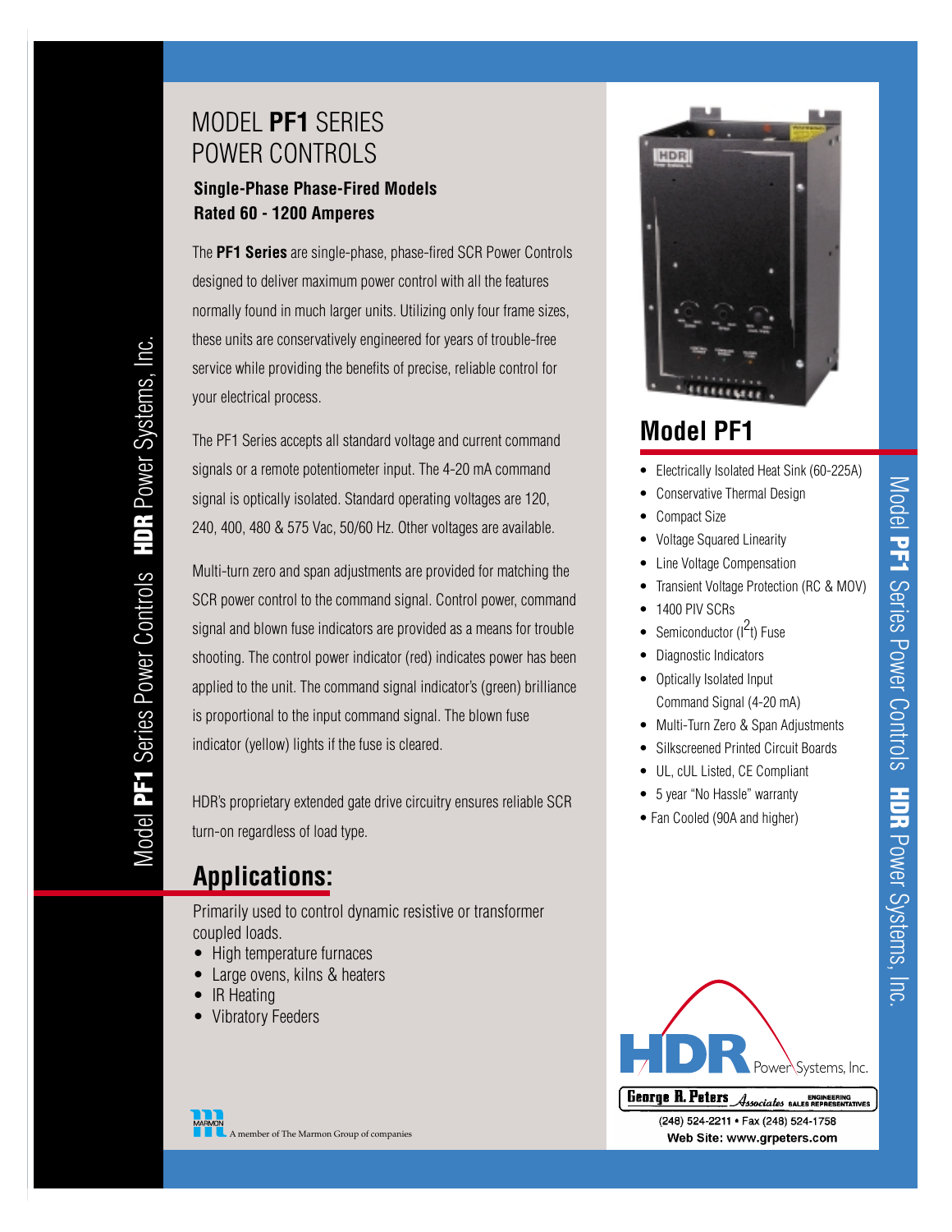# MODEL **PF1** SERIES POWER CONTROLS

### Single-Phase Phase-Fired Models Rated 60 - 1200 Amperes

The **PF1 Series** are single-phase, phase-fired SCR Power Controls designed to deliver maximum power control with all the features normally found in much larger units. Utilizing only four frame sizes, these units are conservatively engineered for years of trouble-free service while providing the benefits of precise, reliable control for your electrical process.

The PF1 Series accepts all standard voltage and current command signals or a remote potentiometer input. The 4-20 mA command signal is optically isolated. Standard operating voltages are 120, 240, 400, 480 & 575 Vac, 50/60 Hz. Other voltages are available.

Multi-turn zero and span adjustments are provided for matching the SCR power control to the command signal. Control power, command signal and blown fuse indicators are provided as a means for trouble shooting. The control power indicator (red) indicates power has been applied to the unit. The command signal indicator's (green) brilliance is proportional to the input command signal. The blown fuse indicator (yellow) lights if the fuse is cleared.

HDR's proprietary extended gate drive circuitry ensures reliable SCR turn-on regardless of load type.

## Applications:

Primarily used to control dynamic resistive or transformer coupled loads.

- High temperature furnaces
- Large ovens, kilns & heaters
- IR Heating
- Vibratory Feeders

## Model PF1

- Electrically Isolated Heat Sink (60-225A)
- Conservative Thermal Design
- Compact Size
- Voltage Squared Linearity
- Line Voltage Compensation
- Transient Voltage Protection (RC & MOV)
- 1400 PIV SCRs
- Semiconductor ($I^2t$) Fuse
- Diagnostic Indicators
- Optically Isolated Input Command Signal (4-20 mA)
- Multi-Turn Zero & Span Adjustments
- Silkscreened Printed Circuit Boards
- UL, cUL Listed, CE Compliant
- 5 year "No Hassle" warranty
- Fan Cooled (90A and higher)

HDR Power Systems, Inc.

George R. Peters Associates ENGINEERING SALES REPRESENTATIVES

(248) 524-2211 • Fax (248) 524-1758

Web Site: www.grpeters.com

MARMON A member of The Marmon Group of companies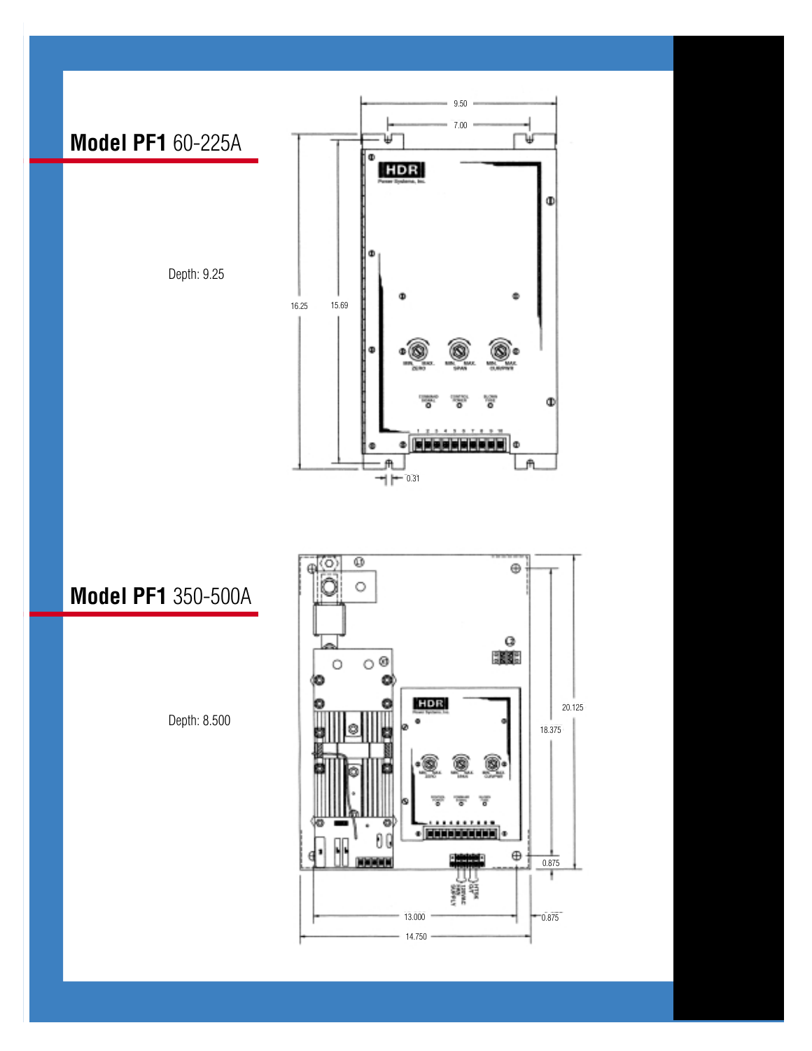## **Model PF1** 60-225A

Depth: 9.25

9.50

7.00

16.25

15.69

0.31

## **Model PF1** 350-500A

Depth: 8.500

20.125

18.375

0.875

13.000

0.875

14.750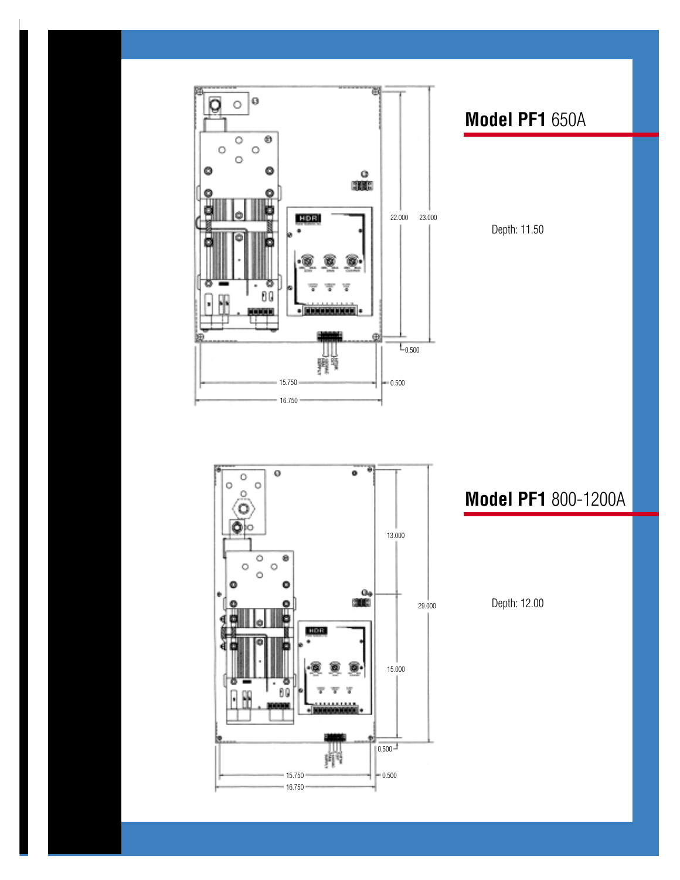## **Model PF1** 650A

Depth: 11.50

## **Model PF1** 800-1200A

Depth: 12.00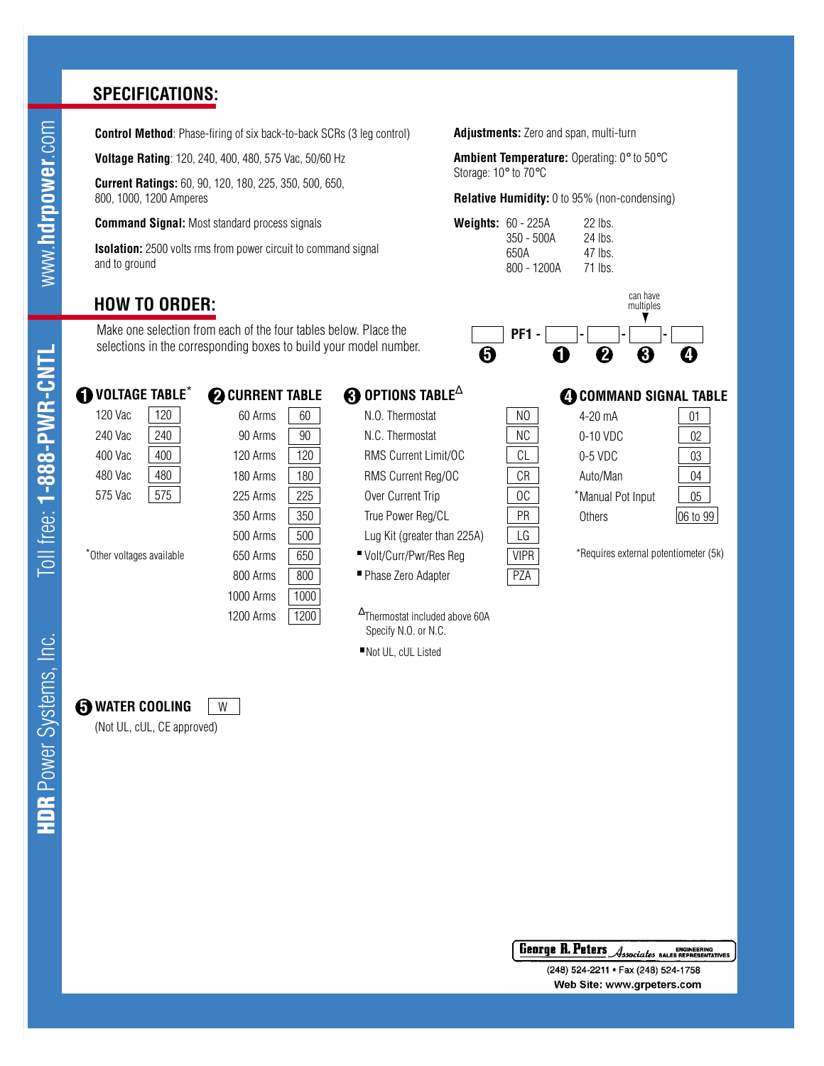## SPECIFICATIONS:

**Control Method**: Phase-firing of six back-to-back SCRs (3 leg control)

**Voltage Rating**: 120, 240, 400, 480, 575 Vac, 50/60 Hz

**Current Ratings:** 60, 90, 120, 180, 225, 350, 500, 650, 800, 1000, 1200 Amperes

**Command Signal:** Most standard process signals

**Isolation:** 2500 volts rms from power circuit to command signal and to ground

**Adjustments:** Zero and span, multi-turn

**Ambient Temperature:** Operating: 0° to 50°C
Storage: 10° to 70°C

**Relative Humidity:** 0 to 95% (non-condensing)

**Weights:**

| | |
|---|---|
| 60 - 225A | 22 lbs. |
| 350 - 500A | 24 lbs. |
| 650A | 47 lbs. |
| 800 - 1200A | 71 lbs. |

## HOW TO ORDER:

Make one selection from each of the four tables below. Place the selections in the corresponding boxes to build your model number.

[ ] PF1 - [ ] - [ ] - [ ] - [ ]
❺ ❶ ❷ ❸ ❹

(❸ can have multiples)

### ❶ VOLTAGE TABLE*

| | |
|---|---|
| 120 Vac | 120 |
| 240 Vac | 240 |
| 400 Vac | 400 |
| 480 Vac | 480 |
| 575 Vac | 575 |

*Other voltages available

### ❷ CURRENT TABLE

| | |
|---|---|
| 60 Arms | 60 |
| 90 Arms | 90 |
| 120 Arms | 120 |
| 180 Arms | 180 |
| 225 Arms | 225 |
| 350 Arms | 350 |
| 500 Arms | 500 |
| 650 Arms | 650 |
| 800 Arms | 800 |
| 1000 Arms | 1000 |
| 1200 Arms | 1200 |

### ❸ OPTIONS TABLE$^{\Delta}$

| | |
|---|---|
| N.O. Thermostat | NO |
| N.C. Thermostat | NC |
| RMS Current Limit/OC | CL |
| RMS Current Reg/OC | CR |
| Over Current Trip | OC |
| True Power Reg/CL | PR |
| Lug Kit (greater than 225A) | LG |
| ■ Volt/Curr/Pwr/Res Reg | VIPR |
| ■ Phase Zero Adapter | PZA |

$^{\Delta}$Thermostat included above 60A
Specify N.O. or N.C.

■ Not UL, cUL Listed

### ❹ COMMAND SIGNAL TABLE

| | |
|---|---|
| 4-20 mA | 01 |
| 0-10 VDC | 02 |
| 0-5 VDC | 03 |
| Auto/Man | 04 |
| *Manual Pot Input | 05 |
| Others | 06 to 99 |

*Requires external potentiometer (5k)

### ❺ WATER COOLING [W]

(Not UL, cUL, CE approved)

George R. Peters Associates ENGINEERING SALES REPRESENTATIVES
(248) 524-2211 • Fax (248) 524-1758
Web Site: www.grpeters.com